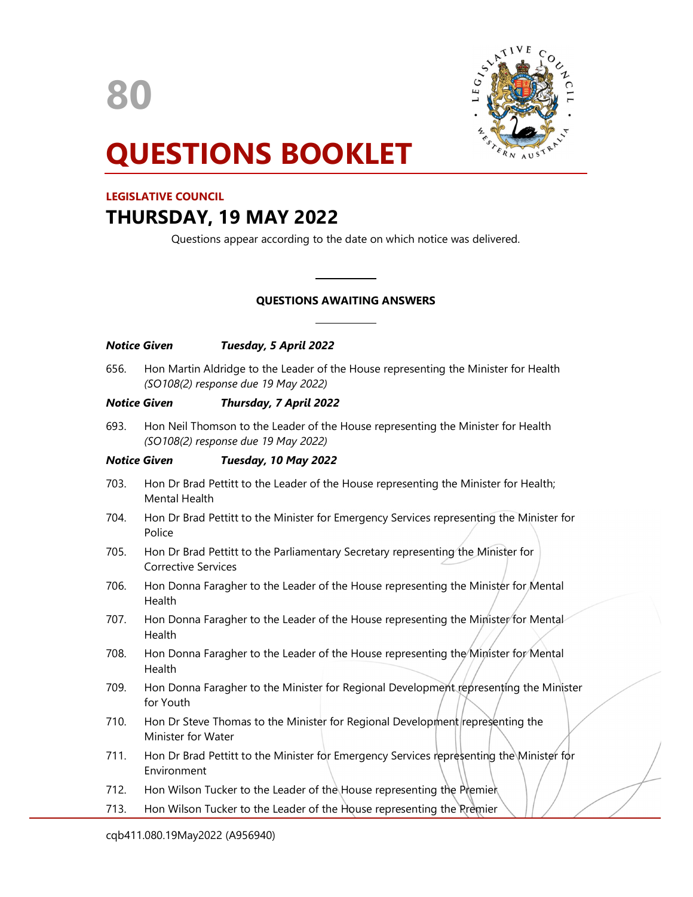# 80

# QUESTIONS BOOKLET

**LEGISLATIVE COUNCIL**

## THURSDAY, 19 MAY 2022

Questions appear according to the date on which notice was delivered.

---

**QUESTIONS AWAITING ANSWERS**

---

***Notice Given Tuesday, 5 April 2022***

656. Hon Martin Aldridge to the Leader of the House representing the Minister for Health *(SO108(2) response due 19 May 2022)*

***Notice Given Thursday, 7 April 2022***

693. Hon Neil Thomson to the Leader of the House representing the Minister for Health *(SO108(2) response due 19 May 2022)*

***Notice Given Tuesday, 10 May 2022***

703. Hon Dr Brad Pettitt to the Leader of the House representing the Minister for Health; Mental Health
704. Hon Dr Brad Pettitt to the Minister for Emergency Services representing the Minister for Police
705. Hon Dr Brad Pettitt to the Parliamentary Secretary representing the Minister for Corrective Services
706. Hon Donna Faragher to the Leader of the House representing the Minister for Mental Health
707. Hon Donna Faragher to the Leader of the House representing the Minister for Mental Health
708. Hon Donna Faragher to the Leader of the House representing the Minister for Mental Health
709. Hon Donna Faragher to the Minister for Regional Development representing the Minister for Youth
710. Hon Dr Steve Thomas to the Minister for Regional Development representing the Minister for Water
711. Hon Dr Brad Pettitt to the Minister for Emergency Services representing the Minister for Environment
712. Hon Wilson Tucker to the Leader of the House representing the Premier
713. Hon Wilson Tucker to the Leader of the House representing the Premier

cqb411.080.19May2022 (A956940)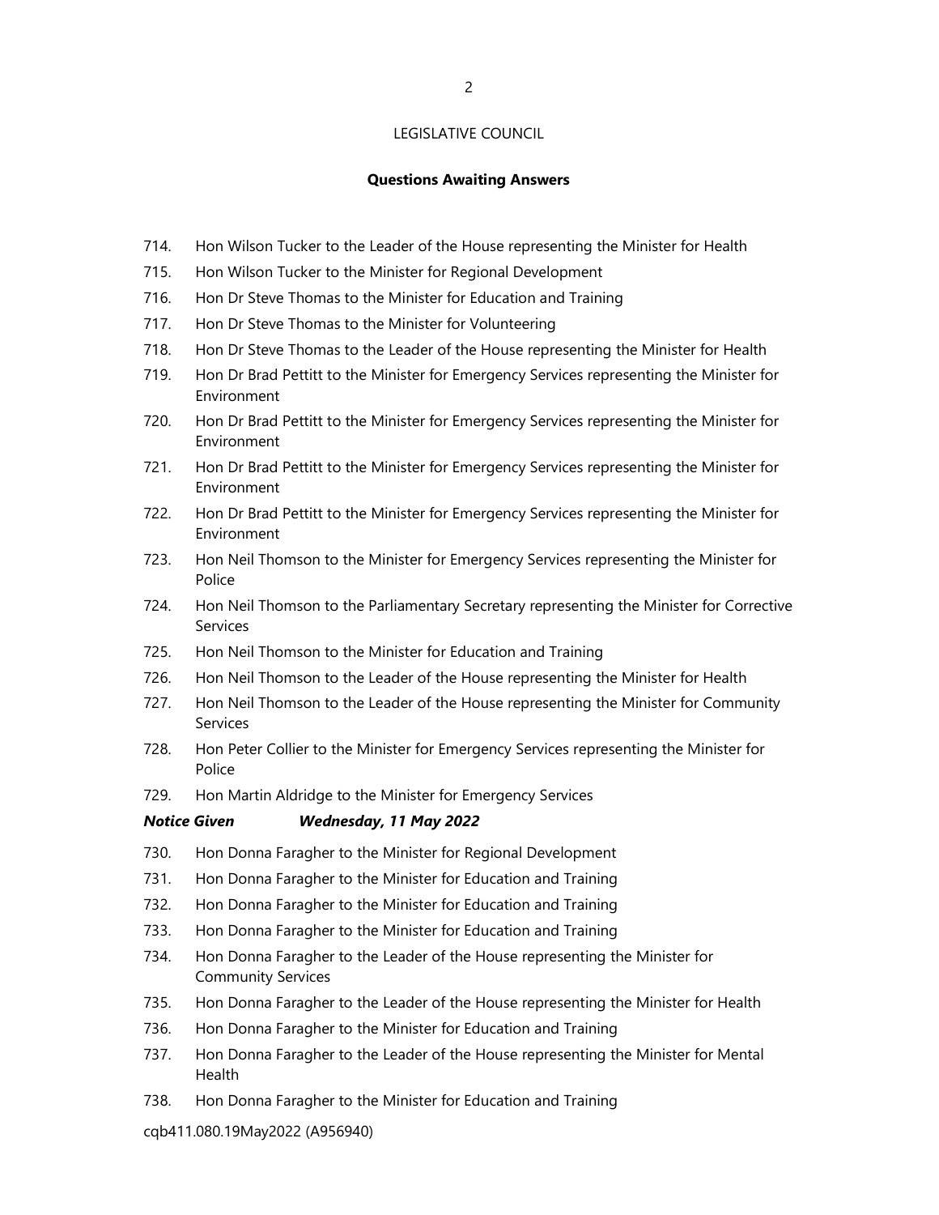LEGISLATIVE COUNCIL

**Questions Awaiting Answers**

714. Hon Wilson Tucker to the Leader of the House representing the Minister for Health
715. Hon Wilson Tucker to the Minister for Regional Development
716. Hon Dr Steve Thomas to the Minister for Education and Training
717. Hon Dr Steve Thomas to the Minister for Volunteering
718. Hon Dr Steve Thomas to the Leader of the House representing the Minister for Health
719. Hon Dr Brad Pettitt to the Minister for Emergency Services representing the Minister for Environment
720. Hon Dr Brad Pettitt to the Minister for Emergency Services representing the Minister for Environment
721. Hon Dr Brad Pettitt to the Minister for Emergency Services representing the Minister for Environment
722. Hon Dr Brad Pettitt to the Minister for Emergency Services representing the Minister for Environment
723. Hon Neil Thomson to the Minister for Emergency Services representing the Minister for Police
724. Hon Neil Thomson to the Parliamentary Secretary representing the Minister for Corrective Services
725. Hon Neil Thomson to the Minister for Education and Training
726. Hon Neil Thomson to the Leader of the House representing the Minister for Health
727. Hon Neil Thomson to the Leader of the House representing the Minister for Community Services
728. Hon Peter Collier to the Minister for Emergency Services representing the Minister for Police
729. Hon Martin Aldridge to the Minister for Emergency Services

***Notice Given Wednesday, 11 May 2022***

730. Hon Donna Faragher to the Minister for Regional Development
731. Hon Donna Faragher to the Minister for Education and Training
732. Hon Donna Faragher to the Minister for Education and Training
733. Hon Donna Faragher to the Minister for Education and Training
734. Hon Donna Faragher to the Leader of the House representing the Minister for Community Services
735. Hon Donna Faragher to the Leader of the House representing the Minister for Health
736. Hon Donna Faragher to the Minister for Education and Training
737. Hon Donna Faragher to the Leader of the House representing the Minister for Mental Health
738. Hon Donna Faragher to the Minister for Education and Training

cqb411.080.19May2022 (A956940)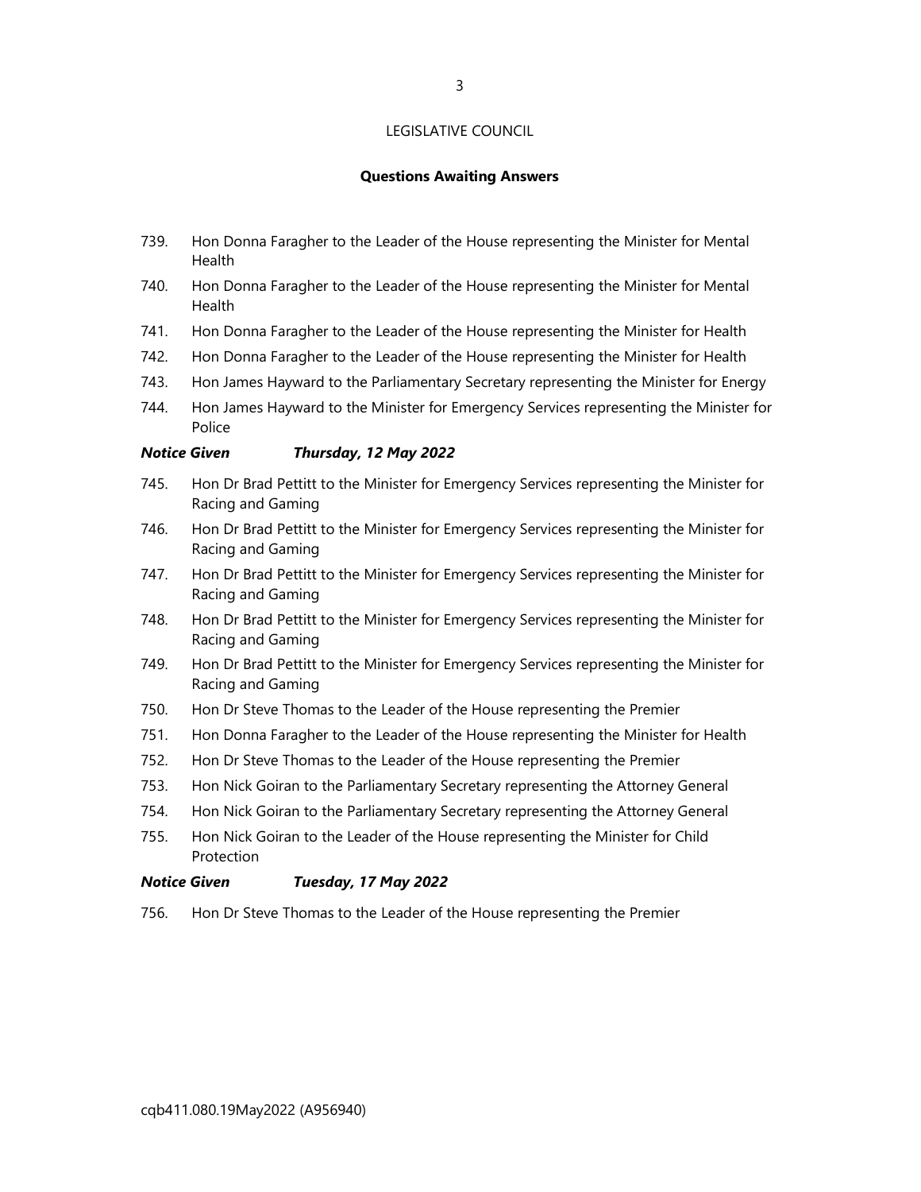LEGISLATIVE COUNCIL

**Questions Awaiting Answers**

739. Hon Donna Faragher to the Leader of the House representing the Minister for Mental Health
740. Hon Donna Faragher to the Leader of the House representing the Minister for Mental Health
741. Hon Donna Faragher to the Leader of the House representing the Minister for Health
742. Hon Donna Faragher to the Leader of the House representing the Minister for Health
743. Hon James Hayward to the Parliamentary Secretary representing the Minister for Energy
744. Hon James Hayward to the Minister for Emergency Services representing the Minister for Police

***Notice Given Thursday, 12 May 2022***

745. Hon Dr Brad Pettitt to the Minister for Emergency Services representing the Minister for Racing and Gaming
746. Hon Dr Brad Pettitt to the Minister for Emergency Services representing the Minister for Racing and Gaming
747. Hon Dr Brad Pettitt to the Minister for Emergency Services representing the Minister for Racing and Gaming
748. Hon Dr Brad Pettitt to the Minister for Emergency Services representing the Minister for Racing and Gaming
749. Hon Dr Brad Pettitt to the Minister for Emergency Services representing the Minister for Racing and Gaming
750. Hon Dr Steve Thomas to the Leader of the House representing the Premier
751. Hon Donna Faragher to the Leader of the House representing the Minister for Health
752. Hon Dr Steve Thomas to the Leader of the House representing the Premier
753. Hon Nick Goiran to the Parliamentary Secretary representing the Attorney General
754. Hon Nick Goiran to the Parliamentary Secretary representing the Attorney General
755. Hon Nick Goiran to the Leader of the House representing the Minister for Child Protection

***Notice Given Tuesday, 17 May 2022***

756. Hon Dr Steve Thomas to the Leader of the House representing the Premier

cqb411.080.19May2022 (A956940)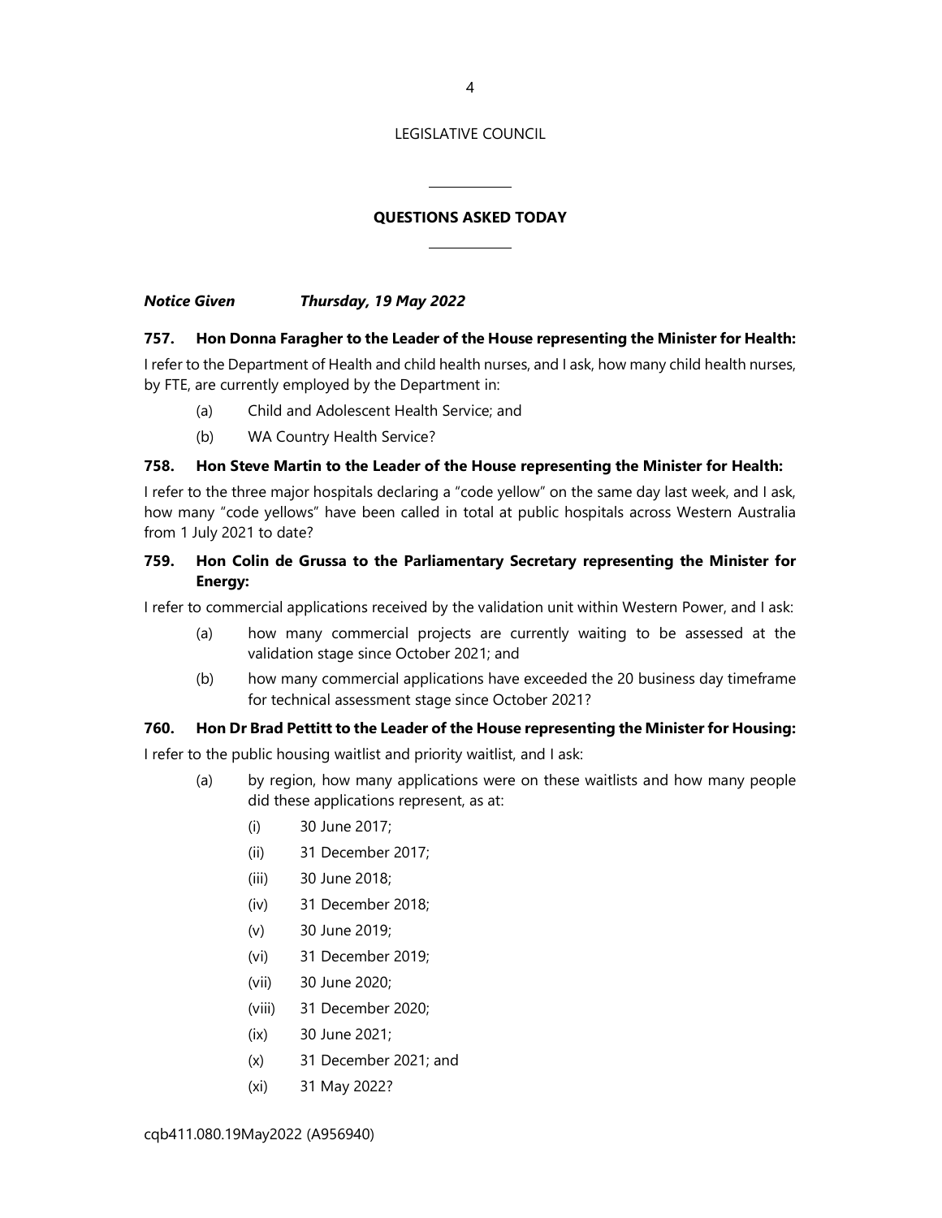LEGISLATIVE COUNCIL

## QUESTIONS ASKED TODAY

***Notice Given Thursday, 19 May 2022***

**757. Hon Donna Faragher to the Leader of the House representing the Minister for Health:**

I refer to the Department of Health and child health nurses, and I ask, how many child health nurses, by FTE, are currently employed by the Department in:

- (a) Child and Adolescent Health Service; and
- (b) WA Country Health Service?

**758. Hon Steve Martin to the Leader of the House representing the Minister for Health:**

I refer to the three major hospitals declaring a "code yellow" on the same day last week, and I ask, how many "code yellows" have been called in total at public hospitals across Western Australia from 1 July 2021 to date?

**759. Hon Colin de Grussa to the Parliamentary Secretary representing the Minister for Energy:**

I refer to commercial applications received by the validation unit within Western Power, and I ask:

- (a) how many commercial projects are currently waiting to be assessed at the validation stage since October 2021; and
- (b) how many commercial applications have exceeded the 20 business day timeframe for technical assessment stage since October 2021?

**760. Hon Dr Brad Pettitt to the Leader of the House representing the Minister for Housing:**

I refer to the public housing waitlist and priority waitlist, and I ask:

- (a) by region, how many applications were on these waitlists and how many people did these applications represent, as at:
  - (i) 30 June 2017;
  - (ii) 31 December 2017;
  - (iii) 30 June 2018;
  - (iv) 31 December 2018;
  - (v) 30 June 2019;
  - (vi) 31 December 2019;
  - (vii) 30 June 2020;
  - (viii) 31 December 2020;
  - (ix) 30 June 2021;
  - (x) 31 December 2021; and
  - (xi) 31 May 2022?

cqb411.080.19May2022 (A956940)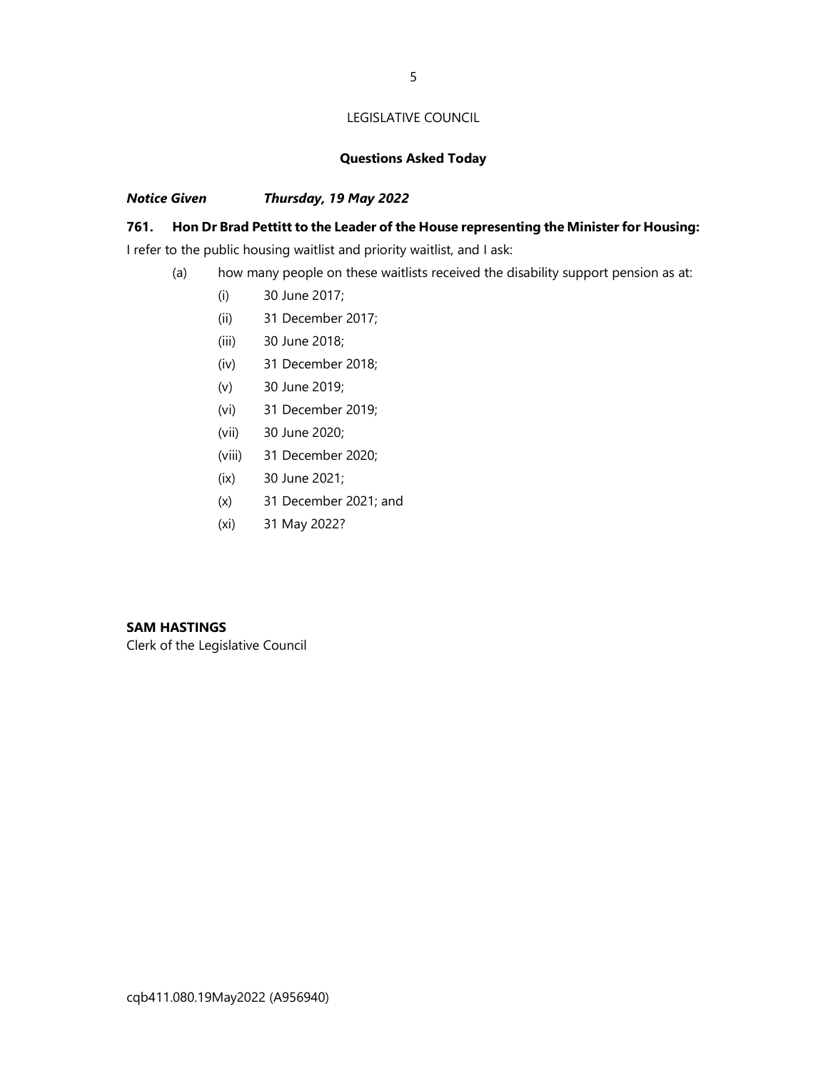LEGISLATIVE COUNCIL

**Questions Asked Today**

***Notice Given Thursday, 19 May 2022***

**761. Hon Dr Brad Pettitt to the Leader of the House representing the Minister for Housing:**

I refer to the public housing waitlist and priority waitlist, and I ask:

(a) how many people on these waitlists received the disability support pension as at:

- (i) 30 June 2017;
- (ii) 31 December 2017;
- (iii) 30 June 2018;
- (iv) 31 December 2018;
- (v) 30 June 2019;
- (vi) 31 December 2019;
- (vii) 30 June 2020;
- (viii) 31 December 2020;
- (ix) 30 June 2021;
- (x) 31 December 2021; and
- (xi) 31 May 2022?

**SAM HASTINGS**
Clerk of the Legislative Council

cqb411.080.19May2022 (A956940)